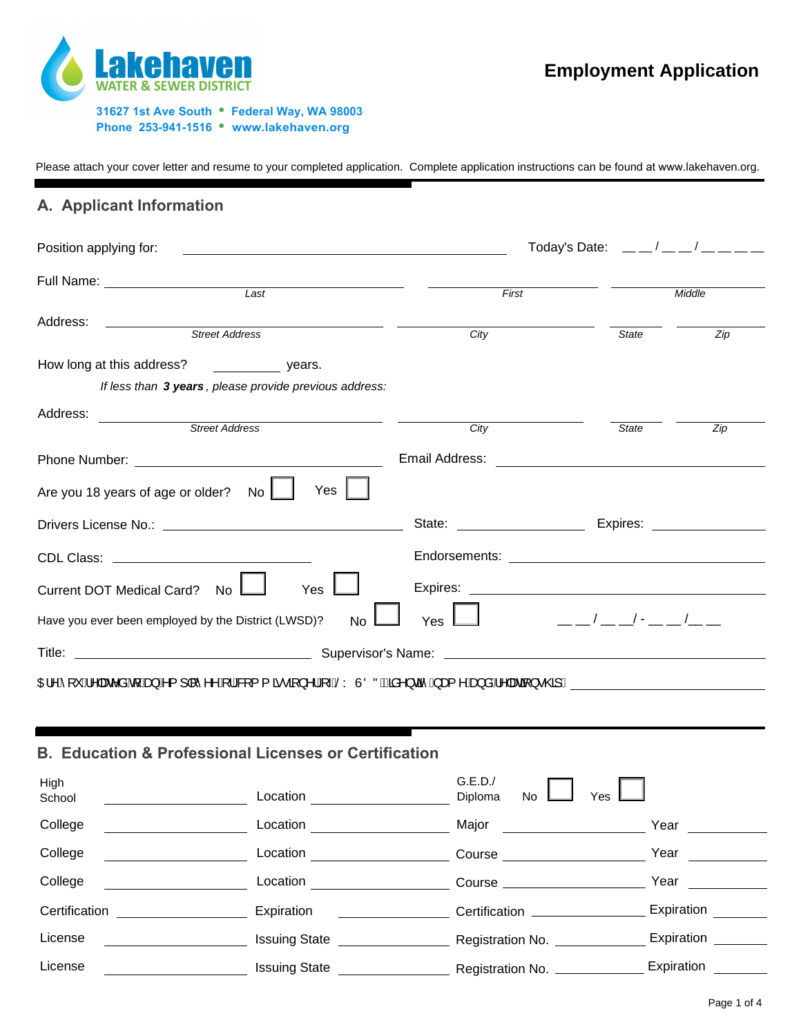**Lakehaven**
WATER & SEWER DISTRICT

31627 1st Ave South • Federal Way, WA 98003
Phone 253-941-1516 • www.lakehaven.org

# Employment Application

Please attach your cover letter and resume to your completed application. Complete application instructions can be found at www.lakehaven.org.

## A. Applicant Information

Position applying for: ____________________ Today's Date: __ __ / __ __ / __ __ __ __

Full Name: ____________________ ____________________ ____________________
*Last* *First* *Middle*

Address: ____________________ ____________________ ________ ________
*Street Address* *City* *State* *Zip*

How long at this address? ________ years.

*If less than **3 years**, please provide previous address:*

Address: ____________________ ____________________ ________ ________
*Street Address* *City* *State* *Zip*

Phone Number: ____________________ Email Address: ____________________

Are you 18 years of age or older? No ☐ Yes ☐

Drivers License No.: ____________________ State: ____________ Expires: ____________

CDL Class: ____________________ Endorsements: ____________________

Current DOT Medical Card? No ☐ Yes ☐ Expires: ____________________

Have you ever been employed by the District (LWSD)? No ☐ Yes ☐ __ __ / __ __ / - __ __ / __ __

Title: ____________________ Supervisor's Name: ____________________

Are you related to an employee or commissioner of LWSD? identify name and relationship ____________________

## B. Education & Professional Licenses or Certification

High School ____________ Location ____________ G.E.D./ Diploma No ☐ Yes ☐

College ____________ Location ____________ Major ____________ Year ________

College ____________ Location ____________ Course ____________ Year ________

College ____________ Location ____________ Course ____________ Year ________

Certification ____________ Expiration ____________ Certification ____________ Expiration ________

License ____________ Issuing State ____________ Registration No. ____________ Expiration ________

License ____________ Issuing State ____________ Registration No. ____________ Expiration ________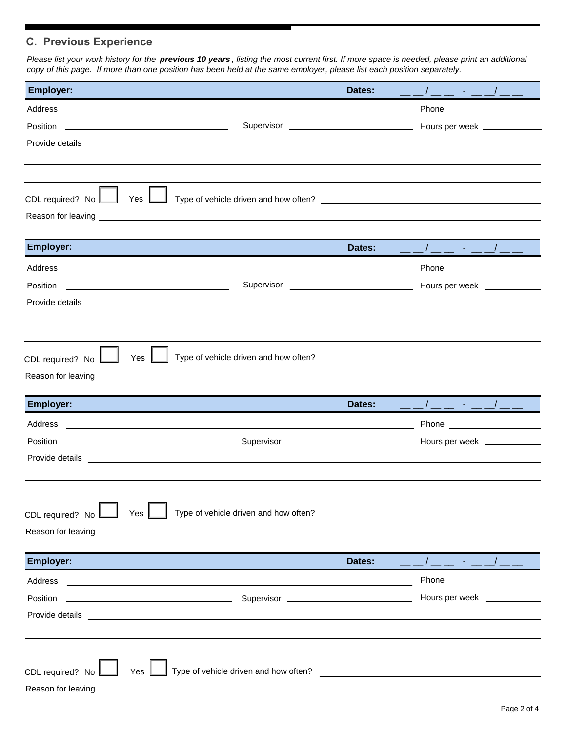## C. Previous Experience

*Please list your work history for the **previous 10 years**, listing the most current first. If more space is needed, please print an additional copy of this page. If more than one position has been held at the same employer, please list each position separately.*

**Employer:** **Dates:** __ __/__ __ - __ __/__ __

Address ______________________________ Phone ______________

Position ______________ Supervisor ______________ Hours per week ________

Provide details ______________________________

CDL required? No ☐ Yes ☐ Type of vehicle driven and how often? ______________

Reason for leaving ______________________________

**Employer:** **Dates:** __ __/__ __ - __ __/__ __

Address ______________________________ Phone ______________

Position ______________ Supervisor ______________ Hours per week ________

Provide details ______________________________

CDL required? No ☐ Yes ☐ Type of vehicle driven and how often? ______________

Reason for leaving ______________________________

**Employer:** **Dates:** __ __/__ __ - __ __/__ __

Address ______________________________ Phone ______________

Position ______________ Supervisor ______________ Hours per week ________

Provide details ______________________________

CDL required? No ☐ Yes ☐ Type of vehicle driven and how often? ______________

Reason for leaving ______________________________

**Employer:** **Dates:** __ __/__ __ - __ __/__ __

Address ______________________________ Phone ______________

Position ______________ Supervisor ______________ Hours per week ________

Provide details ______________________________

CDL required? No ☐ Yes ☐ Type of vehicle driven and how often? ______________

Reason for leaving ______________________________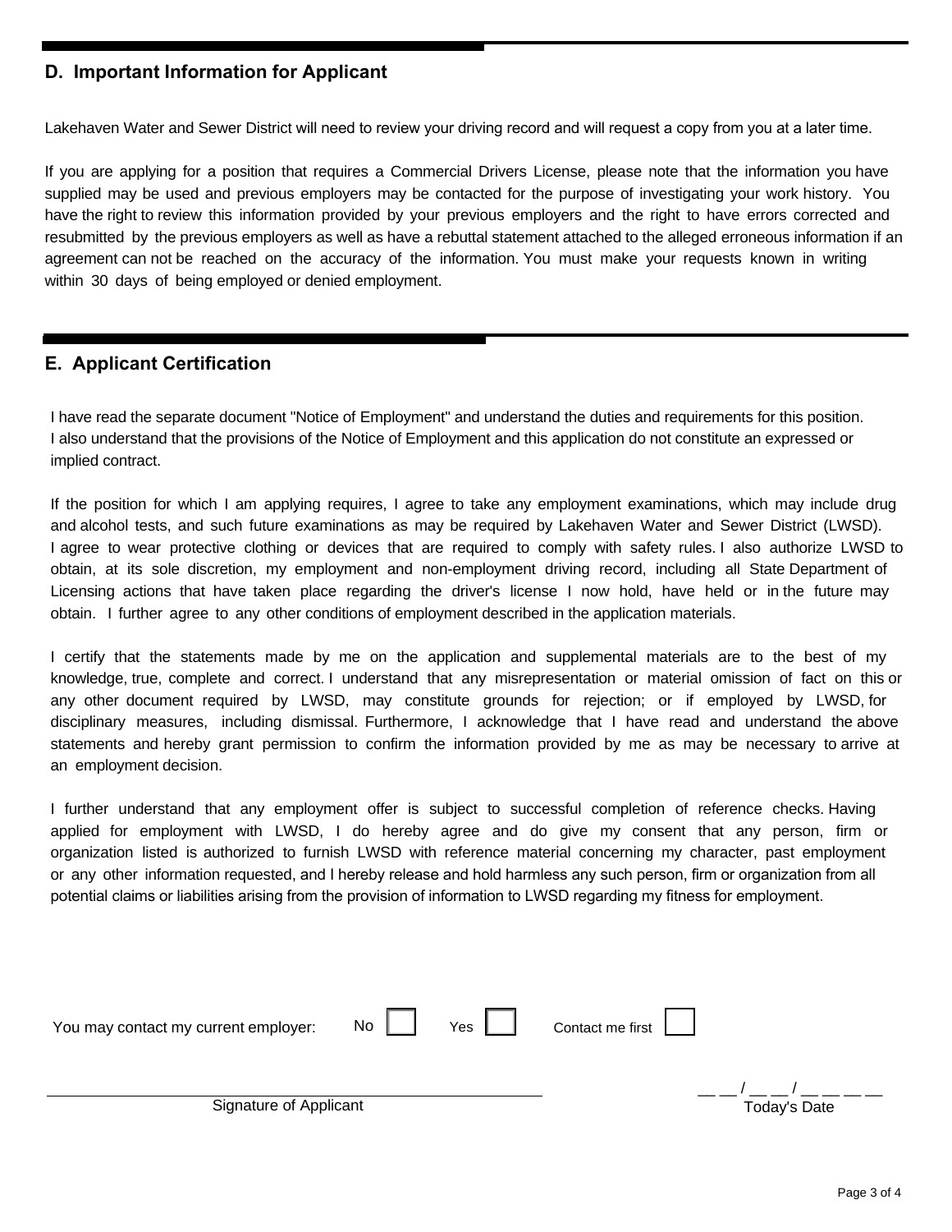## D. Important Information for Applicant

Lakehaven Water and Sewer District will need to review your driving record and will request a copy from you at a later time.

If you are applying for a position that requires a Commercial Drivers License, please note that the information you have supplied may be used and previous employers may be contacted for the purpose of investigating your work history. You have the right to review this information provided by your previous employers and the right to have errors corrected and resubmitted by the previous employers as well as have a rebuttal statement attached to the alleged erroneous information if an agreement can not be reached on the accuracy of the information. You must make your requests known in writing within 30 days of being employed or denied employment.

## E. Applicant Certification

I have read the separate document "Notice of Employment" and understand the duties and requirements for this position. I also understand that the provisions of the Notice of Employment and this application do not constitute an expressed or implied contract.

If the position for which I am applying requires, I agree to take any employment examinations, which may include drug and alcohol tests, and such future examinations as may be required by Lakehaven Water and Sewer District (LWSD). I agree to wear protective clothing or devices that are required to comply with safety rules. I also authorize LWSD to obtain, at its sole discretion, my employment and non-employment driving record, including all State Department of Licensing actions that have taken place regarding the driver's license I now hold, have held or in the future may obtain. I further agree to any other conditions of employment described in the application materials.

I certify that the statements made by me on the application and supplemental materials are to the best of my knowledge, true, complete and correct. I understand that any misrepresentation or material omission of fact on this or any other document required by LWSD, may constitute grounds for rejection; or if employed by LWSD, for disciplinary measures, including dismissal. Furthermore, I acknowledge that I have read and understand the above statements and hereby grant permission to confirm the information provided by me as may be necessary to arrive at an employment decision.

I further understand that any employment offer is subject to successful completion of reference checks. Having applied for employment with LWSD, I do hereby agree and do give my consent that any person, firm or organization listed is authorized to furnish LWSD with reference material concerning my character, past employment or any other information requested, and I hereby release and hold harmless any such person, firm or organization from all potential claims or liabilities arising from the provision of information to LWSD regarding my fitness for employment.

You may contact my current employer: No ☐ Yes ☐ Contact me first ☐

_______________________________ Signature of Applicant

__ __ / __ __ / __ __ __ __ Today's Date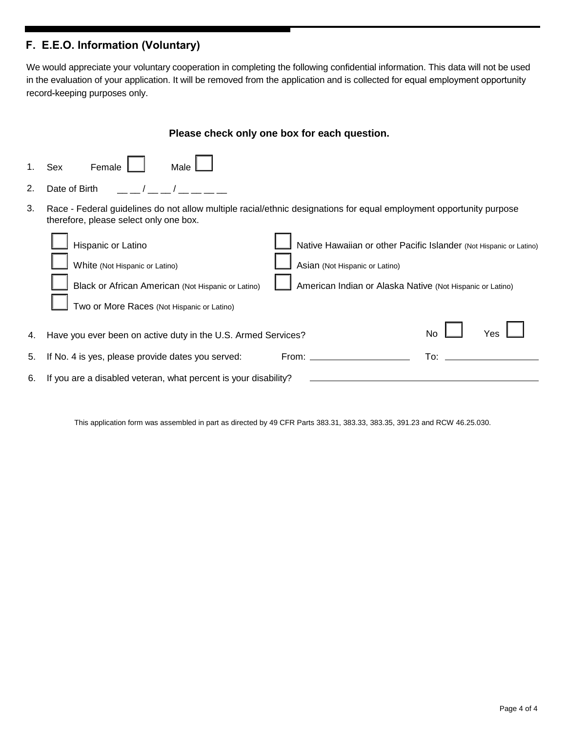## F. E.E.O. Information (Voluntary)

We would appreciate your voluntary cooperation in completing the following confidential information. This data will not be used in the evaluation of your application. It will be removed from the application and is collected for equal employment opportunity record-keeping purposes only.

**Please check only one box for each question.**

1. Sex Female ☐ Male ☐
2. Date of Birth __ __ / __ __ / __ __ __ __
3. Race - Federal guidelines do not allow multiple racial/ethnic designations for equal employment opportunity purpose therefore, please select only one box.

   ☐ Hispanic or Latino
   ☐ White (Not Hispanic or Latino)
   ☐ Black or African American (Not Hispanic or Latino)
   ☐ Two or More Races (Not Hispanic or Latino)
   ☐ Native Hawaiian or other Pacific Islander (Not Hispanic or Latino)
   ☐ Asian (Not Hispanic or Latino)
   ☐ American Indian or Alaska Native (Not Hispanic or Latino)

4. Have you ever been on active duty in the U.S. Armed Services? No ☐ Yes ☐
5. If No. 4 is yes, please provide dates you served: From: ____________ To: ____________
6. If you are a disabled veteran, what percent is your disability? ____________

This application form was assembled in part as directed by 49 CFR Parts 383.31, 383.33, 383.35, 391.23 and RCW 46.25.030.